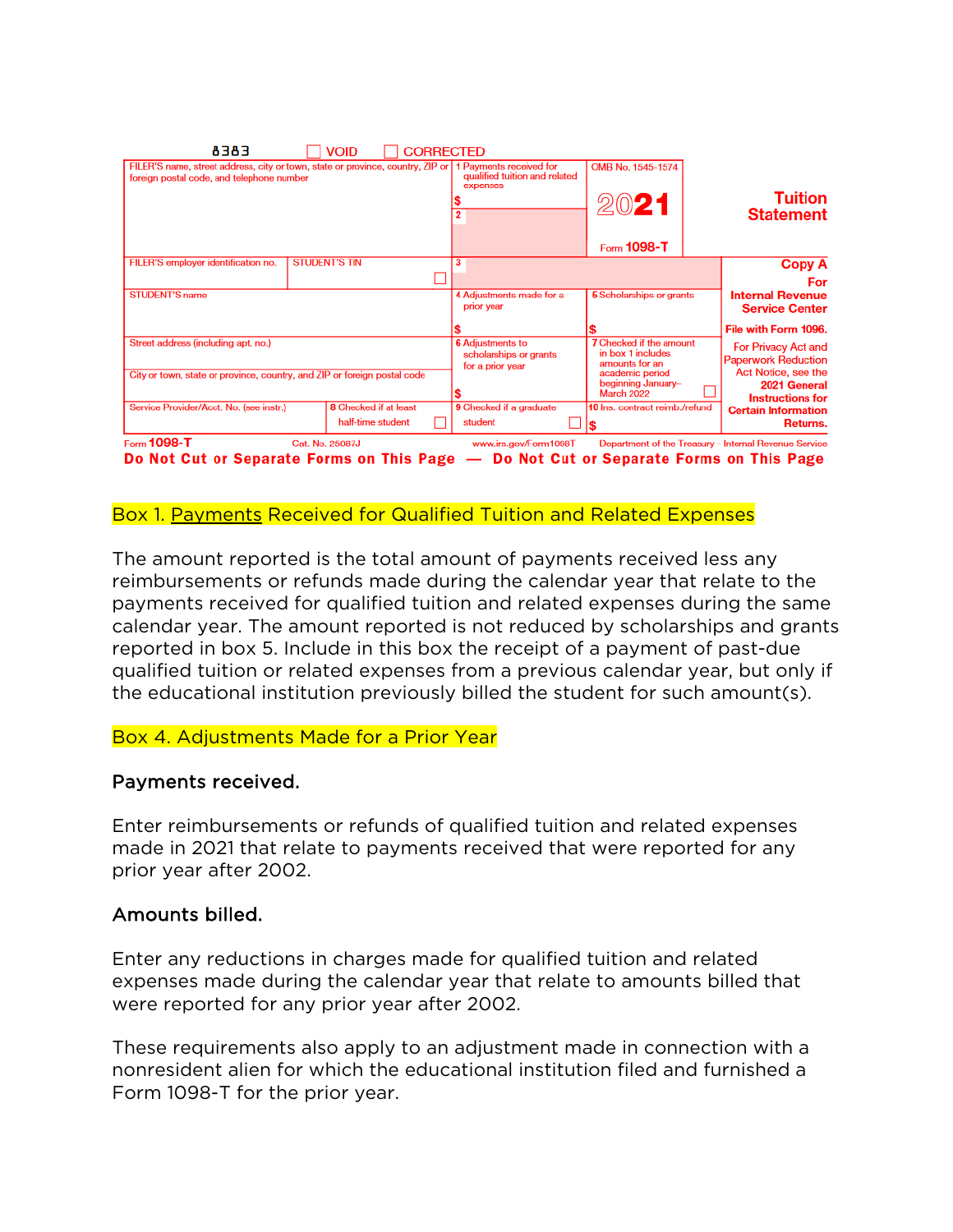8383 ☐ VOID ☐ CORRECTED

| FILER'S name, street address, city or town, state or province, country, ZIP or foreign postal code, and telephone number | | 1 Payments received for qualified tuition and related expenses $ | OMB No. 1545-1574 2021 Form 1098-T | Tuition Statement |
|---|---|---|---|---|
| | | 2 | | |
| FILER'S employer identification no. | STUDENT'S TIN ☐ | 3 | | Copy A For Internal Revenue Service Center |
| STUDENT'S name | | 4 Adjustments made for a prior year $ | 5 Scholarships or grants $ | File with Form 1096. |
| Street address (including apt. no.) City or town, state or province, country, and ZIP or foreign postal code | | 6 Adjustments to scholarships or grants for a prior year $ | 7 Checked if the amount in box 1 includes amounts for an academic period beginning January–March 2022 ☐ | For Privacy Act and Paperwork Reduction Act Notice, see the 2021 General Instructions for Certain Information Returns. |
| Service Provider/Acct. No. (see instr.) | 8 Checked if at least half-time student ☐ | 9 Checked if a graduate student ☐ | 10 Ins. contract reimb./refund $ | |

Form 1098-T Cat. No. 25087J www.irs.gov/Form1098T Department of the Treasury - Internal Revenue Service

**Do Not Cut or Separate Forms on This Page — Do Not Cut or Separate Forms on This Page**

## Box 1. Payments Received for Qualified Tuition and Related Expenses

The amount reported is the total amount of payments received less any reimbursements or refunds made during the calendar year that relate to the payments received for qualified tuition and related expenses during the same calendar year. The amount reported is not reduced by scholarships and grants reported in box 5. Include in this box the receipt of a payment of past-due qualified tuition or related expenses from a previous calendar year, but only if the educational institution previously billed the student for such amount(s).

## Box 4. Adjustments Made for a Prior Year

### Payments received.

Enter reimbursements or refunds of qualified tuition and related expenses made in 2021 that relate to payments received that were reported for any prior year after 2002.

### Amounts billed.

Enter any reductions in charges made for qualified tuition and related expenses made during the calendar year that relate to amounts billed that were reported for any prior year after 2002.

These requirements also apply to an adjustment made in connection with a nonresident alien for which the educational institution filed and furnished a Form 1098-T for the prior year.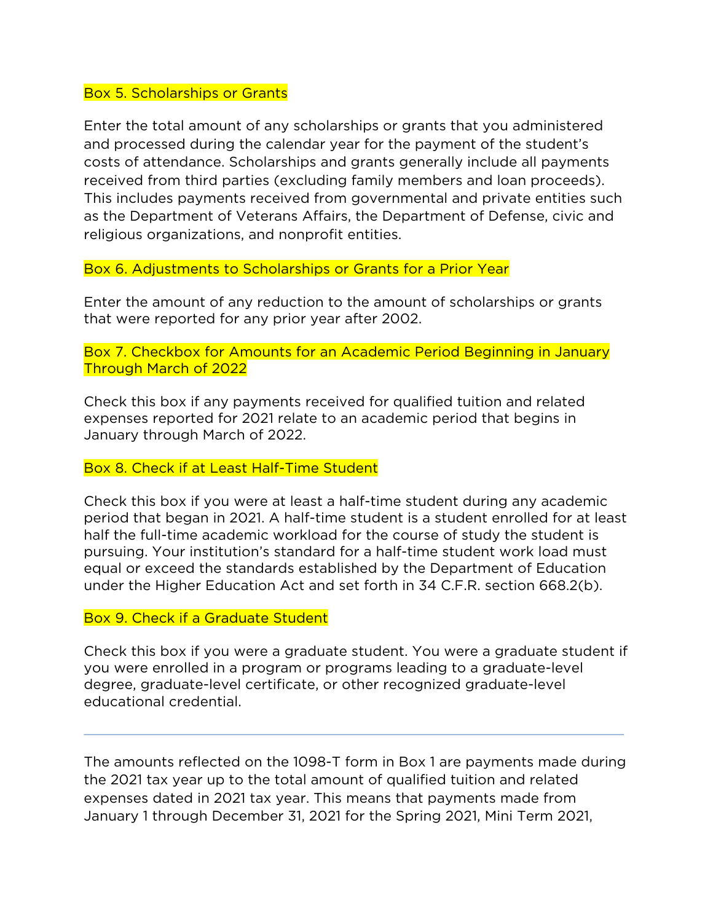### Box 5. Scholarships or Grants

Enter the total amount of any scholarships or grants that you administered and processed during the calendar year for the payment of the student's costs of attendance. Scholarships and grants generally include all payments received from third parties (excluding family members and loan proceeds). This includes payments received from governmental and private entities such as the Department of Veterans Affairs, the Department of Defense, civic and religious organizations, and nonprofit entities.

### Box 6. Adjustments to Scholarships or Grants for a Prior Year

Enter the amount of any reduction to the amount of scholarships or grants that were reported for any prior year after 2002.

### Box 7. Checkbox for Amounts for an Academic Period Beginning in January Through March of 2022

Check this box if any payments received for qualified tuition and related expenses reported for 2021 relate to an academic period that begins in January through March of 2022.

### Box 8. Check if at Least Half-Time Student

Check this box if you were at least a half-time student during any academic period that began in 2021. A half-time student is a student enrolled for at least half the full-time academic workload for the course of study the student is pursuing. Your institution's standard for a half-time student work load must equal or exceed the standards established by the Department of Education under the Higher Education Act and set forth in 34 C.F.R. section 668.2(b).

### Box 9. Check if a Graduate Student

Check this box if you were a graduate student. You were a graduate student if you were enrolled in a program or programs leading to a graduate-level degree, graduate-level certificate, or other recognized graduate-level educational credential.

---

The amounts reflected on the 1098-T form in Box 1 are payments made during the 2021 tax year up to the total amount of qualified tuition and related expenses dated in 2021 tax year. This means that payments made from January 1 through December 31, 2021 for the Spring 2021, Mini Term 2021,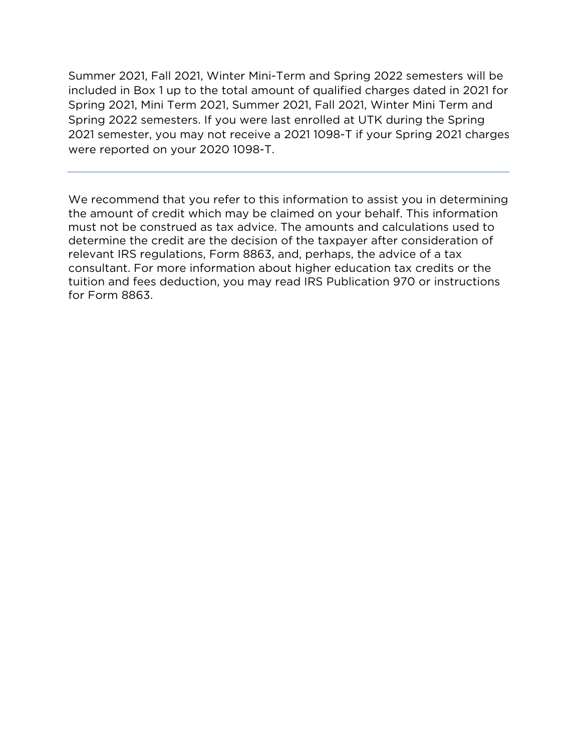Summer 2021, Fall 2021, Winter Mini-Term and Spring 2022 semesters will be included in Box 1 up to the total amount of qualified charges dated in 2021 for Spring 2021, Mini Term 2021, Summer 2021, Fall 2021, Winter Mini Term and Spring 2022 semesters. If you were last enrolled at UTK during the Spring 2021 semester, you may not receive a 2021 1098-T if your Spring 2021 charges were reported on your 2020 1098-T.

---

We recommend that you refer to this information to assist you in determining the amount of credit which may be claimed on your behalf. This information must not be construed as tax advice. The amounts and calculations used to determine the credit are the decision of the taxpayer after consideration of relevant IRS regulations, Form 8863, and, perhaps, the advice of a tax consultant. For more information about higher education tax credits or the tuition and fees deduction, you may read IRS Publication 970 or instructions for Form 8863.